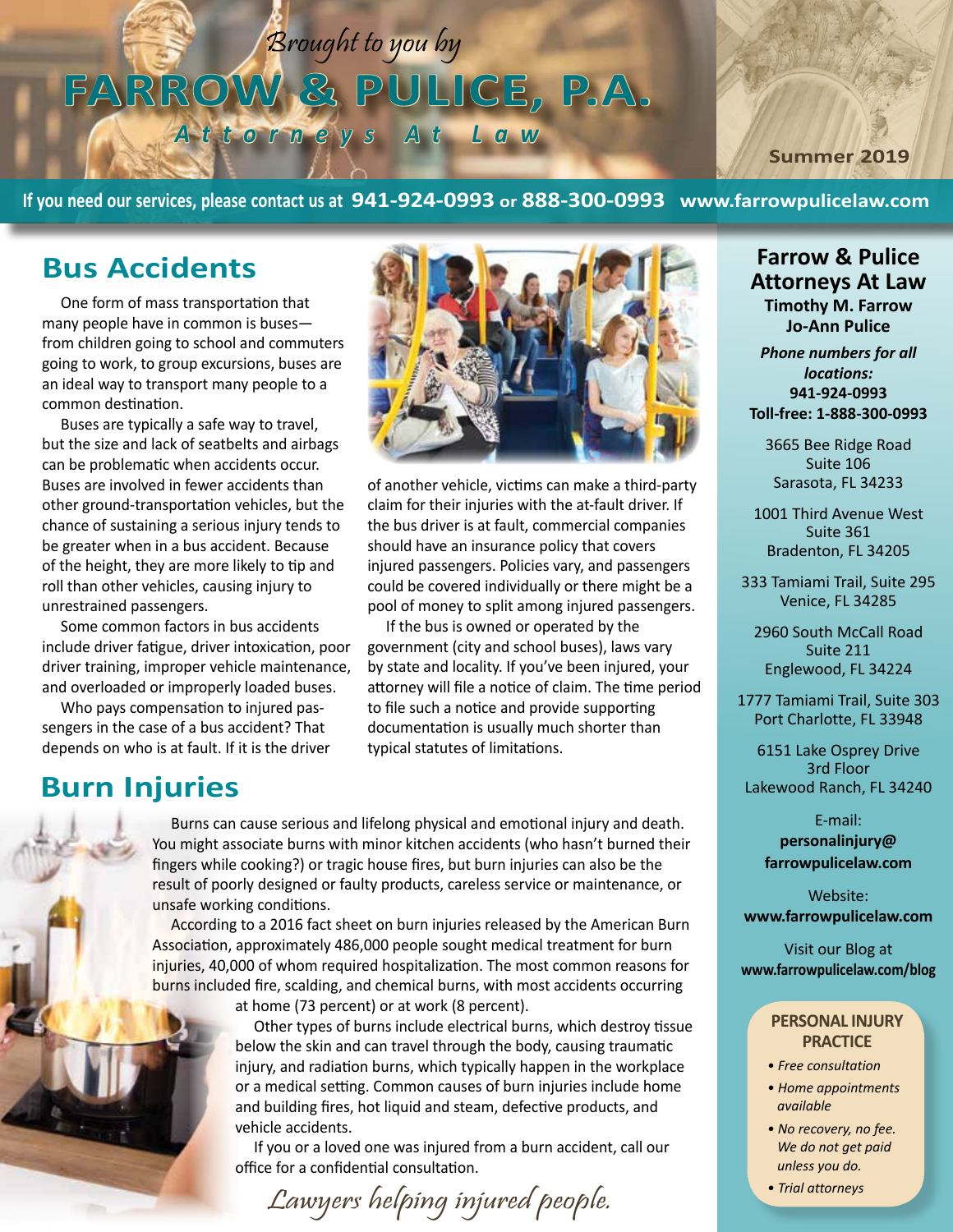*Brought to you by*

# FARROW & PULICE, P.A.

*Attorneys At Law*

Summer 2019

**If you need our services, please contact us at 941-924-0993 or 888-300-0993 www.farrowpulicelaw.com**

## Bus Accidents

One form of mass transportation that many people have in common is buses—from children going to school and commuters going to work, to group excursions, buses are an ideal way to transport many people to a common destination.

Buses are typically a safe way to travel, but the size and lack of seatbelts and airbags can be problematic when accidents occur. Buses are involved in fewer accidents than other ground-transportation vehicles, but the chance of sustaining a serious injury tends to be greater when in a bus accident. Because of the height, they are more likely to tip and roll than other vehicles, causing injury to unrestrained passengers.

Some common factors in bus accidents include driver fatigue, driver intoxication, poor driver training, improper vehicle maintenance, and overloaded or improperly loaded buses.

Who pays compensation to injured passengers in the case of a bus accident? That depends on who is at fault. If it is the driver of another vehicle, victims can make a third-party claim for their injuries with the at-fault driver. If the bus driver is at fault, commercial companies should have an insurance policy that covers injured passengers. Policies vary, and passengers could be covered individually or there might be a pool of money to split among injured passengers.

If the bus is owned or operated by the government (city and school buses), laws vary by state and locality. If you've been injured, your attorney will file a notice of claim. The time period to file such a notice and provide supporting documentation is usually much shorter than typical statutes of limitations.

## Burn Injuries

Burns can cause serious and lifelong physical and emotional injury and death. You might associate burns with minor kitchen accidents (who hasn't burned their fingers while cooking?) or tragic house fires, but burn injuries can also be the result of poorly designed or faulty products, careless service or maintenance, or unsafe working conditions.

According to a 2016 fact sheet on burn injuries released by the American Burn Association, approximately 486,000 people sought medical treatment for burn injuries, 40,000 of whom required hospitalization. The most common reasons for burns included fire, scalding, and chemical burns, with most accidents occurring at home (73 percent) or at work (8 percent).

Other types of burns include electrical burns, which destroy tissue below the skin and can travel through the body, causing traumatic injury, and radiation burns, which typically happen in the workplace or a medical setting. Common causes of burn injuries include home and building fires, hot liquid and steam, defective products, and vehicle accidents.

If you or a loved one was injured from a burn accident, call our office for a confidential consultation.

*Lawyers helping injured people.*

---

**Farrow & Pulice Attorneys At Law**

**Timothy M. Farrow**

**Jo-Ann Pulice**

***Phone numbers for all locations:***

**941-924-0993**

**Toll-free: 1-888-300-0993**

3665 Bee Ridge Road
Suite 106
Sarasota, FL 34233

1001 Third Avenue West
Suite 361
Bradenton, FL 34205

333 Tamiami Trail, Suite 295
Venice, FL 34285

2960 South McCall Road
Suite 211
Englewood, FL 34224

1777 Tamiami Trail, Suite 303
Port Charlotte, FL 33948

6151 Lake Osprey Drive
3rd Floor
Lakewood Ranch, FL 34240

E-mail:
**personalinjury@farrowpulicelaw.com**

Website:
**www.farrowpulicelaw.com**

Visit our Blog at
**www.farrowpulicelaw.com/blog**

**PERSONAL INJURY PRACTICE**

- *Free consultation*
- *Home appointments available*
- *No recovery, no fee. We do not get paid unless you do.*
- *Trial attorneys*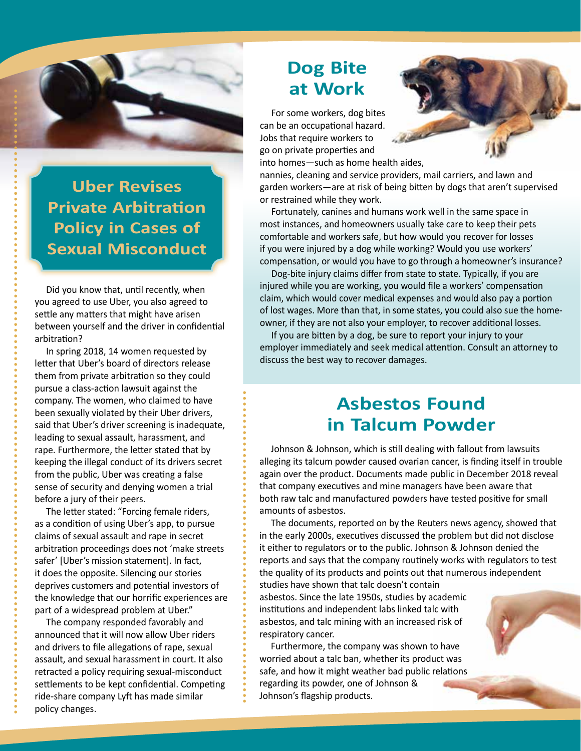## Uber Revises Private Arbitration Policy in Cases of Sexual Misconduct

Did you know that, until recently, when you agreed to use Uber, you also agreed to settle any matters that might have arisen between yourself and the driver in confidential arbitration?

In spring 2018, 14 women requested by letter that Uber's board of directors release them from private arbitration so they could pursue a class-action lawsuit against the company. The women, who claimed to have been sexually violated by their Uber drivers, said that Uber's driver screening is inadequate, leading to sexual assault, harassment, and rape. Furthermore, the letter stated that by keeping the illegal conduct of its drivers secret from the public, Uber was creating a false sense of security and denying women a trial before a jury of their peers.

The letter stated: "Forcing female riders, as a condition of using Uber's app, to pursue claims of sexual assault and rape in secret arbitration proceedings does not 'make streets safer' [Uber's mission statement]. In fact, it does the opposite. Silencing our stories deprives customers and potential investors of the knowledge that our horrific experiences are part of a widespread problem at Uber."

The company responded favorably and announced that it will now allow Uber riders and drivers to file allegations of rape, sexual assault, and sexual harassment in court. It also retracted a policy requiring sexual-misconduct settlements to be kept confidential. Competing ride-share company Lyft has made similar policy changes.

## Dog Bite at Work

For some workers, dog bites can be an occupational hazard. Jobs that require workers to go on private properties and into homes—such as home health aides, nannies, cleaning and service providers, mail carriers, and lawn and garden workers—are at risk of being bitten by dogs that aren't supervised or restrained while they work.

Fortunately, canines and humans work well in the same space in most instances, and homeowners usually take care to keep their pets comfortable and workers safe, but how would you recover for losses if you were injured by a dog while working? Would you use workers' compensation, or would you have to go through a homeowner's insurance?

Dog-bite injury claims differ from state to state. Typically, if you are injured while you are working, you would file a workers' compensation claim, which would cover medical expenses and would also pay a portion of lost wages. More than that, in some states, you could also sue the homeowner, if they are not also your employer, to recover additional losses.

If you are bitten by a dog, be sure to report your injury to your employer immediately and seek medical attention. Consult an attorney to discuss the best way to recover damages.

## Asbestos Found in Talcum Powder

Johnson & Johnson, which is still dealing with fallout from lawsuits alleging its talcum powder caused ovarian cancer, is finding itself in trouble again over the product. Documents made public in December 2018 reveal that company executives and mine managers have been aware that both raw talc and manufactured powders have tested positive for small amounts of asbestos.

The documents, reported on by the Reuters news agency, showed that in the early 2000s, executives discussed the problem but did not disclose it either to regulators or to the public. Johnson & Johnson denied the reports and says that the company routinely works with regulators to test the quality of its products and points out that numerous independent studies have shown that talc doesn't contain asbestos. Since the late 1950s, studies by academic institutions and independent labs linked talc with asbestos, and talc mining with an increased risk of respiratory cancer.

Furthermore, the company was shown to have worried about a talc ban, whether its product was safe, and how it might weather bad public relations regarding its powder, one of Johnson & Johnson's flagship products.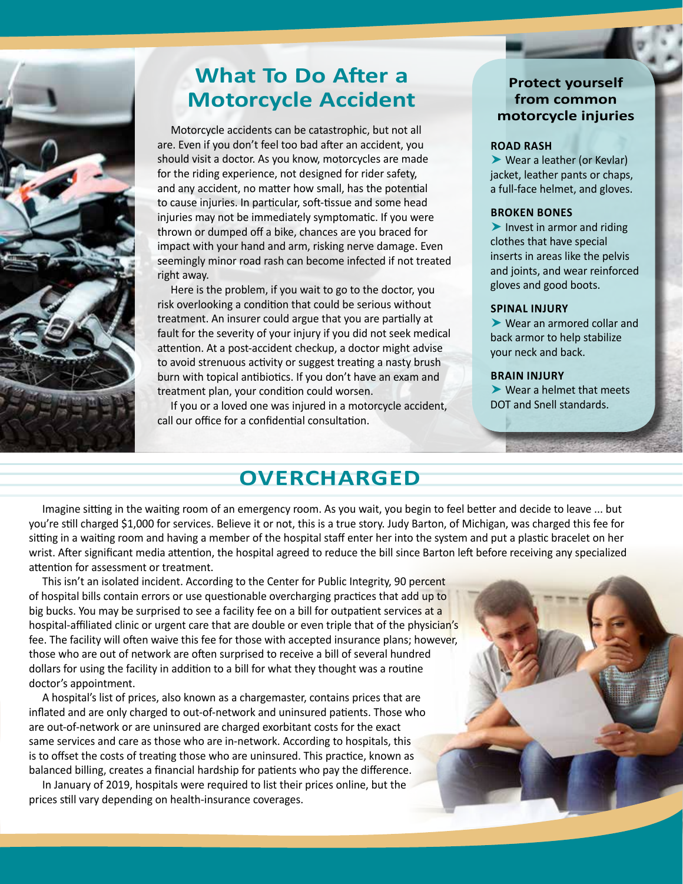# What To Do After a Motorcycle Accident

Motorcycle accidents can be catastrophic, but not all are. Even if you don't feel too bad after an accident, you should visit a doctor. As you know, motorcycles are made for the riding experience, not designed for rider safety, and any accident, no matter how small, has the potential to cause injuries. In particular, soft-tissue and some head injuries may not be immediately symptomatic. If you were thrown or dumped off a bike, chances are you braced for impact with your hand and arm, risking nerve damage. Even seemingly minor road rash can become infected if not treated right away.

Here is the problem, if you wait to go to the doctor, you risk overlooking a condition that could be serious without treatment. An insurer could argue that you are partially at fault for the severity of your injury if you did not seek medical attention. At a post-accident checkup, a doctor might advise to avoid strenuous activity or suggest treating a nasty brush burn with topical antibiotics. If you don't have an exam and treatment plan, your condition could worsen.

If you or a loved one was injured in a motorcycle accident, call our office for a confidential consultation.

### Protect yourself from common motorcycle injuries

**ROAD RASH**

➤ Wear a leather (or Kevlar) jacket, leather pants or chaps, a full-face helmet, and gloves.

**BROKEN BONES**

➤ Invest in armor and riding clothes that have special inserts in areas like the pelvis and joints, and wear reinforced gloves and good boots.

**SPINAL INJURY**

➤ Wear an armored collar and back armor to help stabilize your neck and back.

**BRAIN INJURY**

➤ Wear a helmet that meets DOT and Snell standards.

# OVERCHARGED

Imagine sitting in the waiting room of an emergency room. As you wait, you begin to feel better and decide to leave ... but you're still charged $1,000 for services. Believe it or not, this is a true story. Judy Barton, of Michigan, was charged this fee for sitting in a waiting room and having a member of the hospital staff enter her into the system and put a plastic bracelet on her wrist. After significant media attention, the hospital agreed to reduce the bill since Barton left before receiving any specialized attention for assessment or treatment.

This isn't an isolated incident. According to the Center for Public Integrity, 90 percent of hospital bills contain errors or use questionable overcharging practices that add up to big bucks. You may be surprised to see a facility fee on a bill for outpatient services at a hospital-affiliated clinic or urgent care that are double or even triple that of the physician's fee. The facility will often waive this fee for those with accepted insurance plans; however, those who are out of network are often surprised to receive a bill of several hundred dollars for using the facility in addition to a bill for what they thought was a routine doctor's appointment.

A hospital's list of prices, also known as a chargemaster, contains prices that are inflated and are only charged to out-of-network and uninsured patients. Those who are out-of-network or are uninsured are charged exorbitant costs for the exact same services and care as those who are in-network. According to hospitals, this is to offset the costs of treating those who are uninsured. This practice, known as balanced billing, creates a financial hardship for patients who pay the difference.

In January of 2019, hospitals were required to list their prices online, but the prices still vary depending on health-insurance coverages.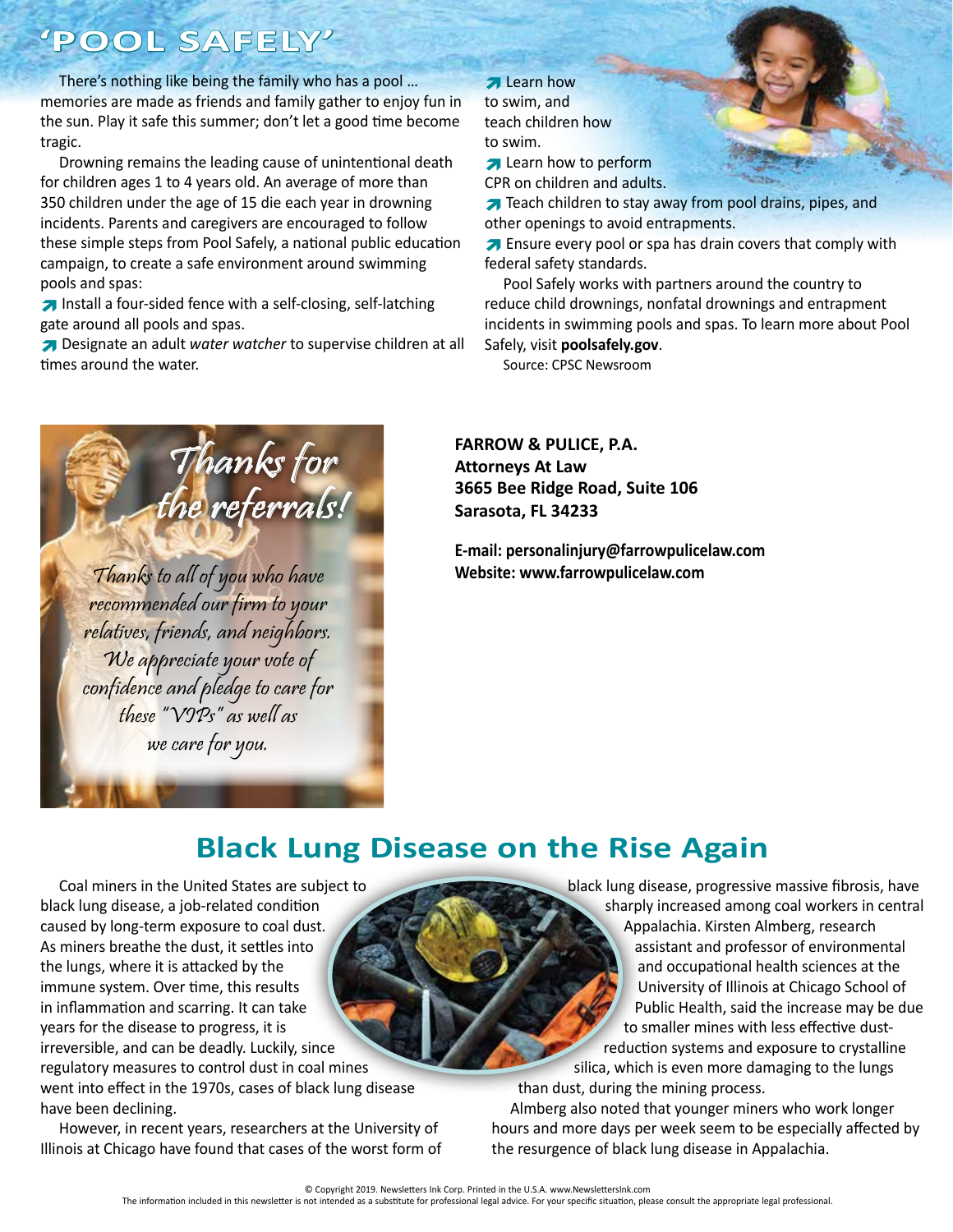## 'POOL SAFELY'

There's nothing like being the family who has a pool … memories are made as friends and family gather to enjoy fun in the sun. Play it safe this summer; don't let a good time become tragic.

Drowning remains the leading cause of unintentional death for children ages 1 to 4 years old. An average of more than 350 children under the age of 15 die each year in drowning incidents. Parents and caregivers are encouraged to follow these simple steps from Pool Safely, a national public education campaign, to create a safe environment around swimming pools and spas:

- Install a four-sided fence with a self-closing, self-latching gate around all pools and spas.
- Designate an adult *water watcher* to supervise children at all times around the water.
- Learn how to swim, and teach children how to swim.
- Learn how to perform CPR on children and adults.
- Teach children to stay away from pool drains, pipes, and other openings to avoid entrapments.
- Ensure every pool or spa has drain covers that comply with federal safety standards.

Pool Safely works with partners around the country to reduce child drownings, nonfatal drownings and entrapment incidents in swimming pools and spas. To learn more about Pool Safely, visit **poolsafely.gov**.

Source: CPSC Newsroom

## *Thanks for the referrals!*

*Thanks to all of you who have recommended our firm to your relatives, friends, and neighbors. We appreciate your vote of confidence and pledge to care for these "VIPs" as well as we care for you.*

**FARROW & PULICE, P.A.**
**Attorneys At Law**
**3665 Bee Ridge Road, Suite 106**
**Sarasota, FL 34233**

**E-mail: personalinjury@farrowpulicelaw.com**
**Website: www.farrowpulicelaw.com**

## Black Lung Disease on the Rise Again

Coal miners in the United States are subject to black lung disease, a job-related condition caused by long-term exposure to coal dust. As miners breathe the dust, it settles into the lungs, where it is attacked by the immune system. Over time, this results in inflammation and scarring. It can take years for the disease to progress, it is irreversible, and can be deadly. Luckily, since regulatory measures to control dust in coal mines went into effect in the 1970s, cases of black lung disease have been declining.

However, in recent years, researchers at the University of Illinois at Chicago have found that cases of the worst form of black lung disease, progressive massive fibrosis, have sharply increased among coal workers in central Appalachia. Kirsten Almberg, research assistant and professor of environmental and occupational health sciences at the University of Illinois at Chicago School of Public Health, said the increase may be due to smaller mines with less effective dust-reduction systems and exposure to crystalline silica, which is even more damaging to the lungs than dust, during the mining process.

Almberg also noted that younger miners who work longer hours and more days per week seem to be especially affected by the resurgence of black lung disease in Appalachia.

© Copyright 2019. Newsletters Ink Corp. Printed in the U.S.A. www.NewslettersInk.com
The information included in this newsletter is not intended as a substitute for professional legal advice. For your specific situation, please consult the appropriate legal professional.